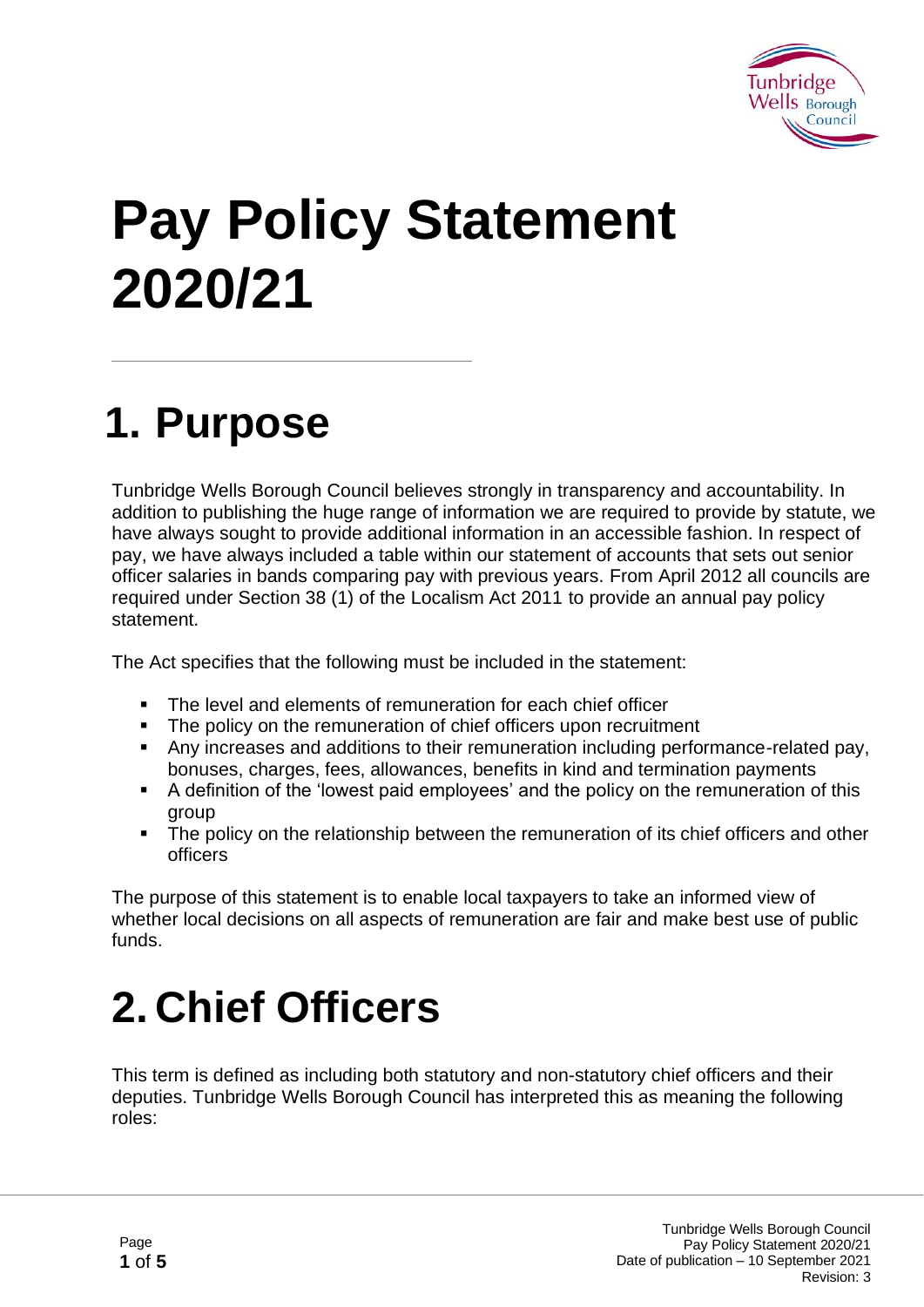# Pay Policy Statement 2020/21

## 1. Purpose

Tunbridge Wells Borough Council believes strongly in transparency and accountability. In addition to publishing the huge range of information we are required to provide by statute, we have always sought to provide additional information in an accessible fashion. In respect of pay, we have always included a table within our statement of accounts that sets out senior officer salaries in bands comparing pay with previous years. From April 2012 all councils are required under Section 38 (1) of the Localism Act 2011 to provide an annual pay policy statement.

The Act specifies that the following must be included in the statement:

- The level and elements of remuneration for each chief officer
- The policy on the remuneration of chief officers upon recruitment
- Any increases and additions to their remuneration including performance-related pay, bonuses, charges, fees, allowances, benefits in kind and termination payments
- A definition of the 'lowest paid employees' and the policy on the remuneration of this group
- The policy on the relationship between the remuneration of its chief officers and other officers

The purpose of this statement is to enable local taxpayers to take an informed view of whether local decisions on all aspects of remuneration are fair and make best use of public funds.

## 2. Chief Officers

This term is defined as including both statutory and non-statutory chief officers and their deputies. Tunbridge Wells Borough Council has interpreted this as meaning the following roles: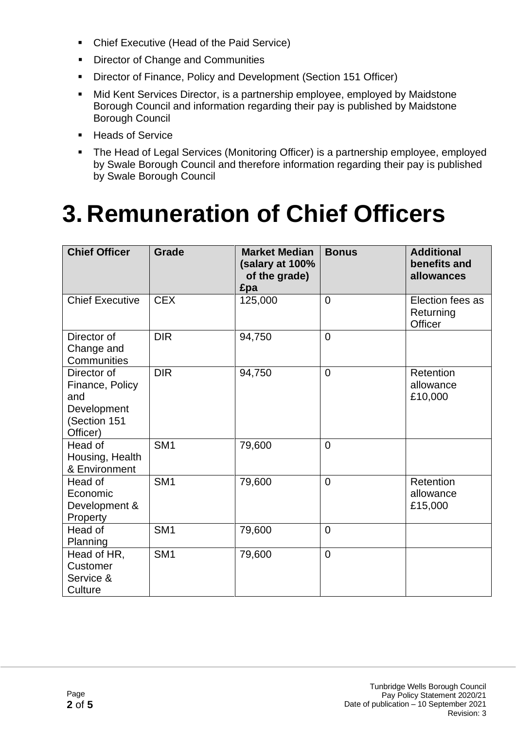- Chief Executive (Head of the Paid Service)
- Director of Change and Communities
- Director of Finance, Policy and Development (Section 151 Officer)
- Mid Kent Services Director, is a partnership employee, employed by Maidstone Borough Council and information regarding their pay is published by Maidstone Borough Council
- Heads of Service
- The Head of Legal Services (Monitoring Officer) is a partnership employee, employed by Swale Borough Council and therefore information regarding their pay is published by Swale Borough Council

# 3. Remuneration of Chief Officers

| Chief Officer | Grade | Market Median (salary at 100% of the grade) £pa | Bonus | Additional benefits and allowances |
|---|---|---|---|---|
| Chief Executive | CEX | 125,000 | 0 | Election fees as Returning Officer |
| Director of Change and Communities | DIR | 94,750 | 0 | |
| Director of Finance, Policy and Development (Section 151 Officer) | DIR | 94,750 | 0 | Retention allowance £10,000 |
| Head of Housing, Health & Environment | SM1 | 79,600 | 0 | |
| Head of Economic Development & Property | SM1 | 79,600 | 0 | Retention allowance £15,000 |
| Head of Planning | SM1 | 79,600 | 0 | |
| Head of HR, Customer Service & Culture | SM1 | 79,600 | 0 | |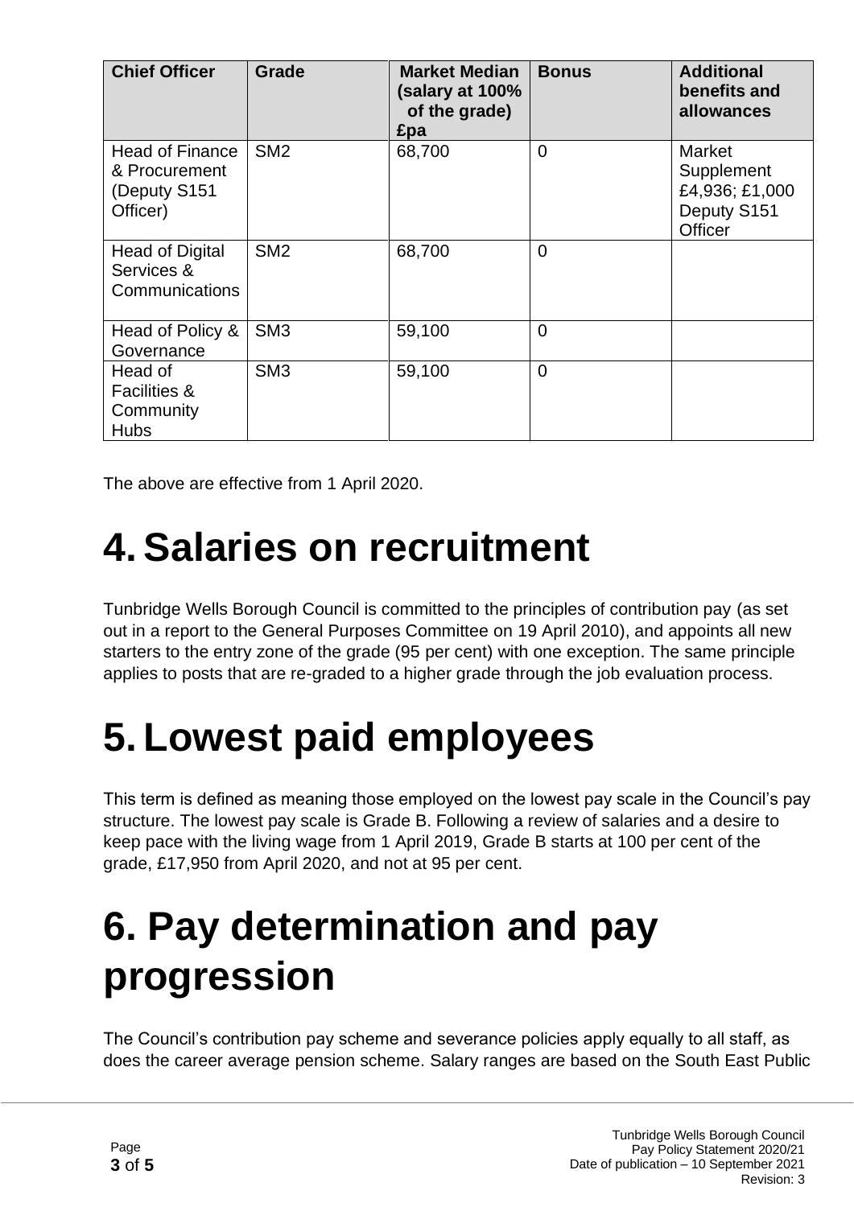| Chief Officer | Grade | Market Median (salary at 100% of the grade) £pa | Bonus | Additional benefits and allowances |
|---|---|---|---|---|
| Head of Finance & Procurement (Deputy S151 Officer) | SM2 | 68,700 | 0 | Market Supplement £4,936; £1,000 Deputy S151 Officer |
| Head of Digital Services & Communications | SM2 | 68,700 | 0 | |
| Head of Policy & Governance | SM3 | 59,100 | 0 | |
| Head of Facilities & Community Hubs | SM3 | 59,100 | 0 | |

The above are effective from 1 April 2020.

# 4. Salaries on recruitment

Tunbridge Wells Borough Council is committed to the principles of contribution pay (as set out in a report to the General Purposes Committee on 19 April 2010), and appoints all new starters to the entry zone of the grade (95 per cent) with one exception. The same principle applies to posts that are re-graded to a higher grade through the job evaluation process.

# 5. Lowest paid employees

This term is defined as meaning those employed on the lowest pay scale in the Council's pay structure. The lowest pay scale is Grade B. Following a review of salaries and a desire to keep pace with the living wage from 1 April 2019, Grade B starts at 100 per cent of the grade, £17,950 from April 2020, and not at 95 per cent.

# 6. Pay determination and pay progression

The Council's contribution pay scheme and severance policies apply equally to all staff, as does the career average pension scheme. Salary ranges are based on the South East Public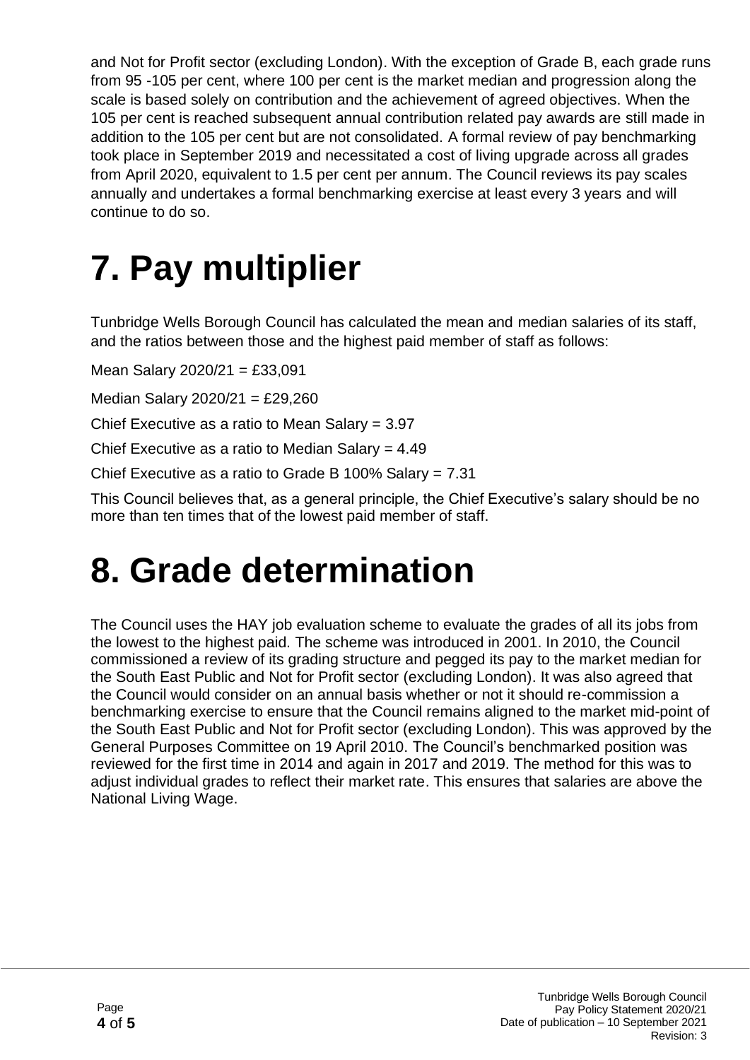and Not for Profit sector (excluding London). With the exception of Grade B, each grade runs from 95 -105 per cent, where 100 per cent is the market median and progression along the scale is based solely on contribution and the achievement of agreed objectives. When the 105 per cent is reached subsequent annual contribution related pay awards are still made in addition to the 105 per cent but are not consolidated. A formal review of pay benchmarking took place in September 2019 and necessitated a cost of living upgrade across all grades from April 2020, equivalent to 1.5 per cent per annum. The Council reviews its pay scales annually and undertakes a formal benchmarking exercise at least every 3 years and will continue to do so.

# 7. Pay multiplier

Tunbridge Wells Borough Council has calculated the mean and median salaries of its staff, and the ratios between those and the highest paid member of staff as follows:

Mean Salary 2020/21 = £33,091

Median Salary 2020/21 = £29,260

Chief Executive as a ratio to Mean Salary = 3.97

Chief Executive as a ratio to Median Salary = 4.49

Chief Executive as a ratio to Grade B 100% Salary = 7.31

This Council believes that, as a general principle, the Chief Executive's salary should be no more than ten times that of the lowest paid member of staff.

# 8. Grade determination

The Council uses the HAY job evaluation scheme to evaluate the grades of all its jobs from the lowest to the highest paid. The scheme was introduced in 2001. In 2010, the Council commissioned a review of its grading structure and pegged its pay to the market median for the South East Public and Not for Profit sector (excluding London). It was also agreed that the Council would consider on an annual basis whether or not it should re-commission a benchmarking exercise to ensure that the Council remains aligned to the market mid-point of the South East Public and Not for Profit sector (excluding London). This was approved by the General Purposes Committee on 19 April 2010. The Council's benchmarked position was reviewed for the first time in 2014 and again in 2017 and 2019. The method for this was to adjust individual grades to reflect their market rate. This ensures that salaries are above the National Living Wage.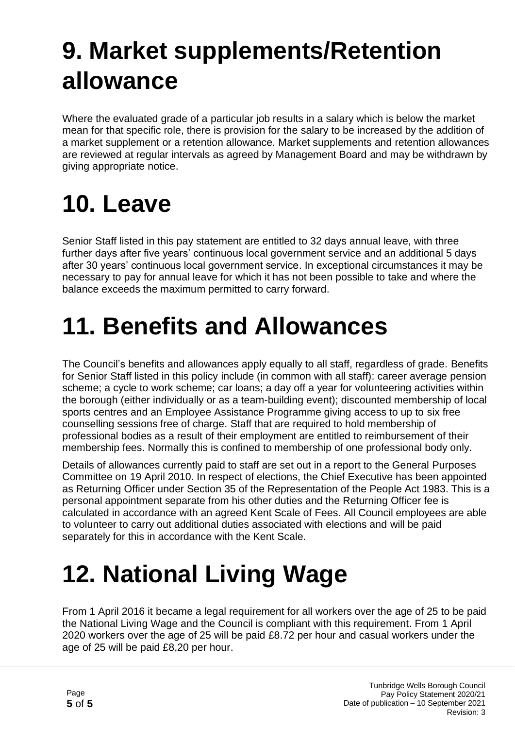# 9. Market supplements/Retention allowance

Where the evaluated grade of a particular job results in a salary which is below the market mean for that specific role, there is provision for the salary to be increased by the addition of a market supplement or a retention allowance. Market supplements and retention allowances are reviewed at regular intervals as agreed by Management Board and may be withdrawn by giving appropriate notice.

# 10. Leave

Senior Staff listed in this pay statement are entitled to 32 days annual leave, with three further days after five years' continuous local government service and an additional 5 days after 30 years' continuous local government service. In exceptional circumstances it may be necessary to pay for annual leave for which it has not been possible to take and where the balance exceeds the maximum permitted to carry forward.

# 11. Benefits and Allowances

The Council's benefits and allowances apply equally to all staff, regardless of grade. Benefits for Senior Staff listed in this policy include (in common with all staff): career average pension scheme; a cycle to work scheme; car loans; a day off a year for volunteering activities within the borough (either individually or as a team-building event); discounted membership of local sports centres and an Employee Assistance Programme giving access to up to six free counselling sessions free of charge. Staff that are required to hold membership of professional bodies as a result of their employment are entitled to reimbursement of their membership fees. Normally this is confined to membership of one professional body only.

Details of allowances currently paid to staff are set out in a report to the General Purposes Committee on 19 April 2010. In respect of elections, the Chief Executive has been appointed as Returning Officer under Section 35 of the Representation of the People Act 1983. This is a personal appointment separate from his other duties and the Returning Officer fee is calculated in accordance with an agreed Kent Scale of Fees. All Council employees are able to volunteer to carry out additional duties associated with elections and will be paid separately for this in accordance with the Kent Scale.

# 12. National Living Wage

From 1 April 2016 it became a legal requirement for all workers over the age of 25 to be paid the National Living Wage and the Council is compliant with this requirement. From 1 April 2020 workers over the age of 25 will be paid £8.72 per hour and casual workers under the age of 25 will be paid £8,20 per hour.